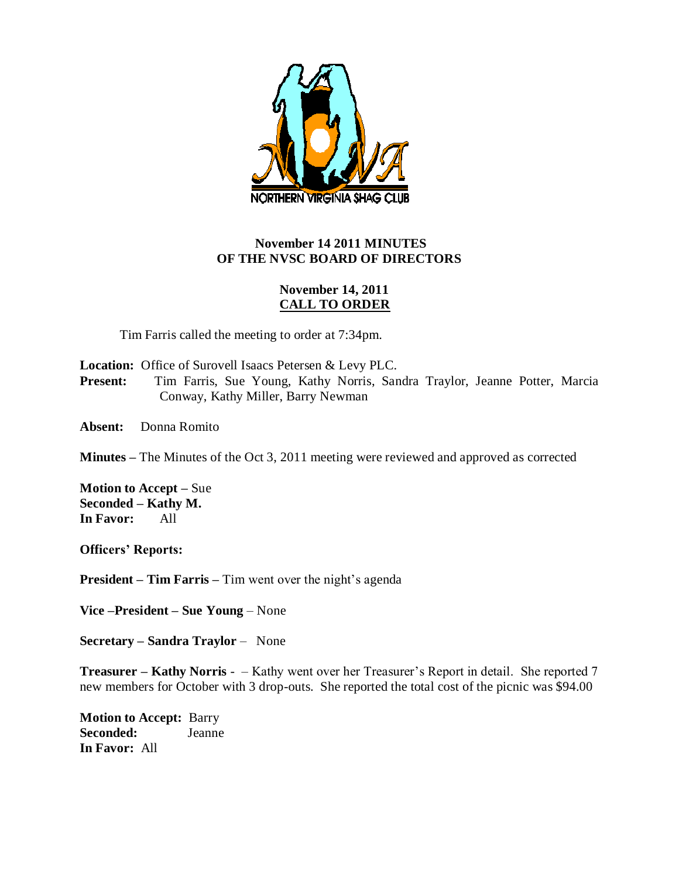NORTHERN VIRGINIA SHAG CLUB

## November 14 2011 MINUTES
## OF THE NVSC BOARD OF DIRECTORS

**November 14, 2011**
**CALL TO ORDER**

Tim Farris called the meeting to order at 7:34pm.

**Location:** Office of Surovell Isaacs Petersen & Levy PLC.
**Present:** Tim Farris, Sue Young, Kathy Norris, Sandra Traylor, Jeanne Potter, Marcia Conway, Kathy Miller, Barry Newman

**Absent:** Donna Romito

**Minutes –** The Minutes of the Oct 3, 2011 meeting were reviewed and approved as corrected

**Motion to Accept –** Sue
**Seconded – Kathy M.**
**In Favor:** All

**Officers' Reports:**

**President – Tim Farris –** Tim went over the night's agenda

**Vice –President – Sue Young** – None

**Secretary – Sandra Traylor** – None

**Treasurer – Kathy Norris** - – Kathy went over her Treasurer's Report in detail. She reported 7 new members for October with 3 drop-outs. She reported the total cost of the picnic was $94.00

**Motion to Accept:** Barry
**Seconded:** Jeanne
**In Favor:** All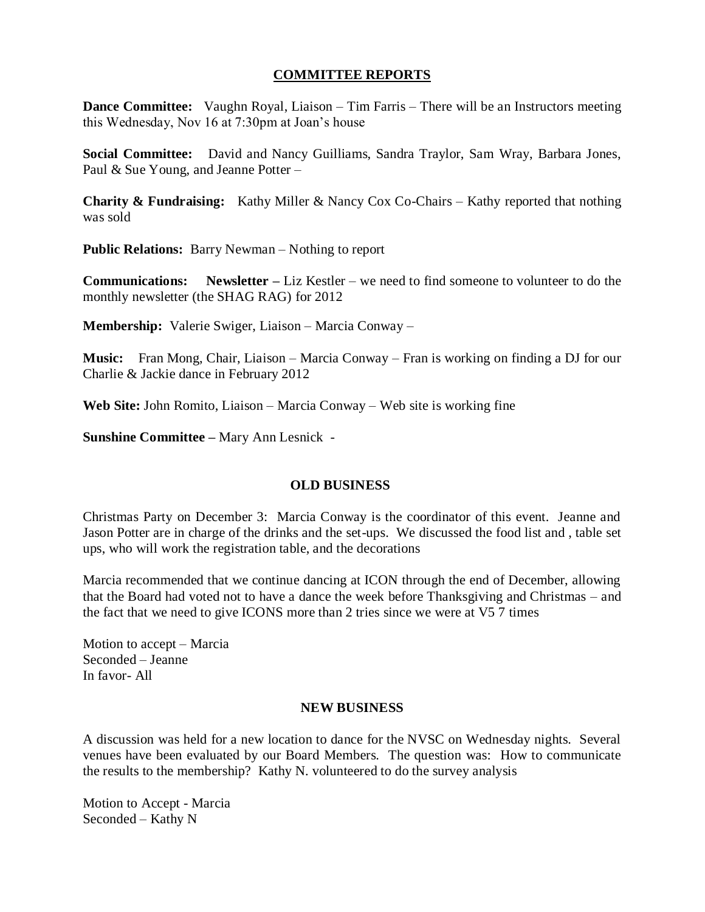## COMMITTEE REPORTS

**Dance Committee:** Vaughn Royal, Liaison – Tim Farris – There will be an Instructors meeting this Wednesday, Nov 16 at 7:30pm at Joan's house

**Social Committee:** David and Nancy Guilliams, Sandra Traylor, Sam Wray, Barbara Jones, Paul & Sue Young, and Jeanne Potter –

**Charity & Fundraising:** Kathy Miller & Nancy Cox Co-Chairs – Kathy reported that nothing was sold

**Public Relations:** Barry Newman – Nothing to report

**Communications:** **Newsletter –** Liz Kestler – we need to find someone to volunteer to do the monthly newsletter (the SHAG RAG) for 2012

**Membership:** Valerie Swiger, Liaison – Marcia Conway –

**Music:** Fran Mong, Chair, Liaison – Marcia Conway – Fran is working on finding a DJ for our Charlie & Jackie dance in February 2012

**Web Site:** John Romito, Liaison – Marcia Conway – Web site is working fine

**Sunshine Committee –** Mary Ann Lesnick -

## OLD BUSINESS

Christmas Party on December 3: Marcia Conway is the coordinator of this event. Jeanne and Jason Potter are in charge of the drinks and the set-ups. We discussed the food list and , table set ups, who will work the registration table, and the decorations

Marcia recommended that we continue dancing at ICON through the end of December, allowing that the Board had voted not to have a dance the week before Thanksgiving and Christmas – and the fact that we need to give ICONS more than 2 tries since we were at V5 7 times

Motion to accept – Marcia
Seconded – Jeanne
In favor- All

## NEW BUSINESS

A discussion was held for a new location to dance for the NVSC on Wednesday nights. Several venues have been evaluated by our Board Members. The question was: How to communicate the results to the membership? Kathy N. volunteered to do the survey analysis

Motion to Accept - Marcia
Seconded – Kathy N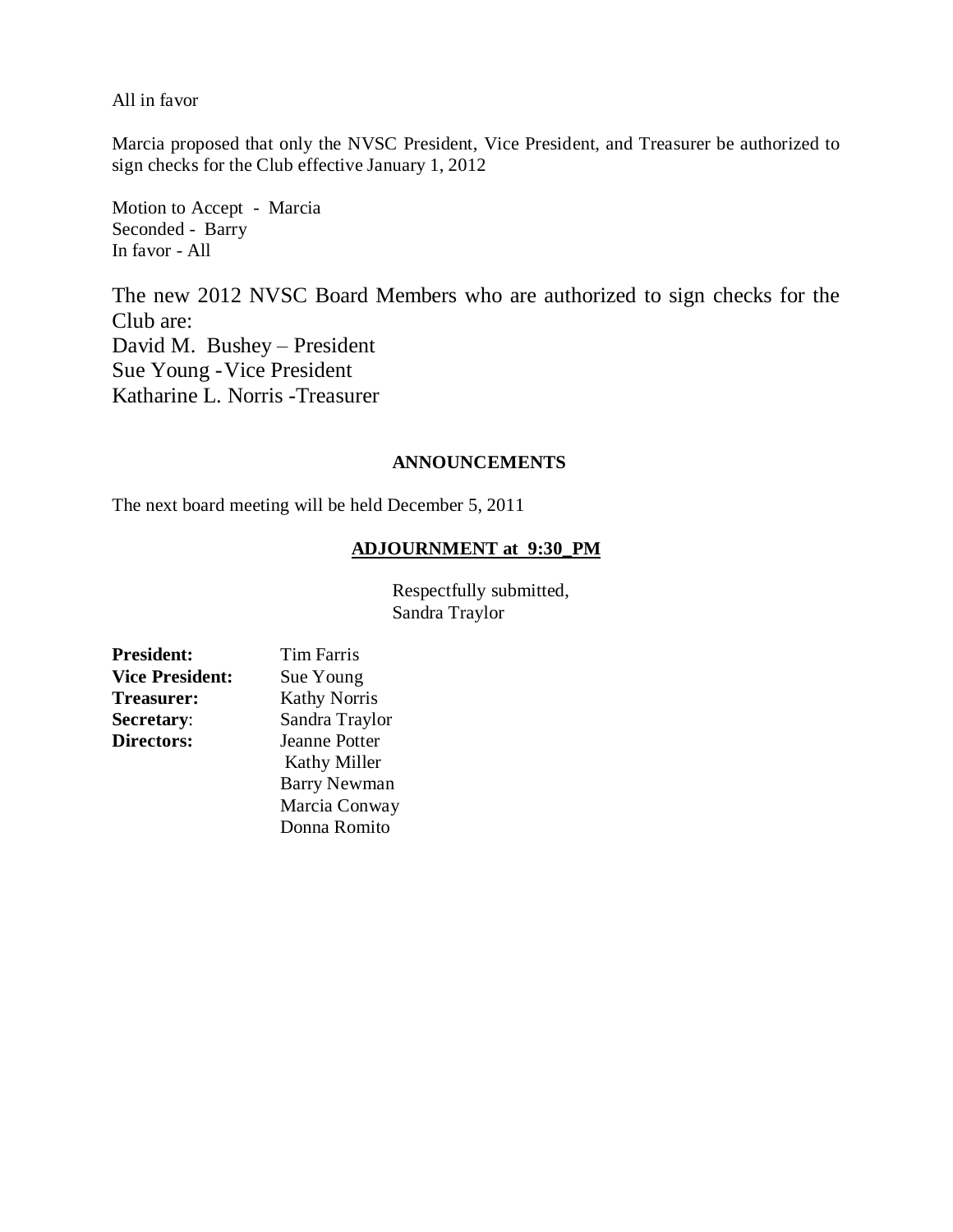All in favor

Marcia proposed that only the NVSC President, Vice President, and Treasurer be authorized to sign checks for the Club effective January 1, 2012

Motion to Accept - Marcia
Seconded - Barry
In favor - All

The new 2012 NVSC Board Members who are authorized to sign checks for the Club are:
David M. Bushey – President
Sue Young -Vice President
Katharine L. Norris -Treasurer

**ANNOUNCEMENTS**

The next board meeting will be held December 5, 2011

**ADJOURNMENT at 9:30_PM**

Respectfully submitted,
Sandra Traylor

| | |
|---|---|
| **President:** | Tim Farris |
| **Vice President:** | Sue Young |
| **Treasurer:** | Kathy Norris |
| **Secretary**: | Sandra Traylor |
| **Directors:** | Jeanne Potter |
| | Kathy Miller |
| | Barry Newman |
| | Marcia Conway |
| | Donna Romito |